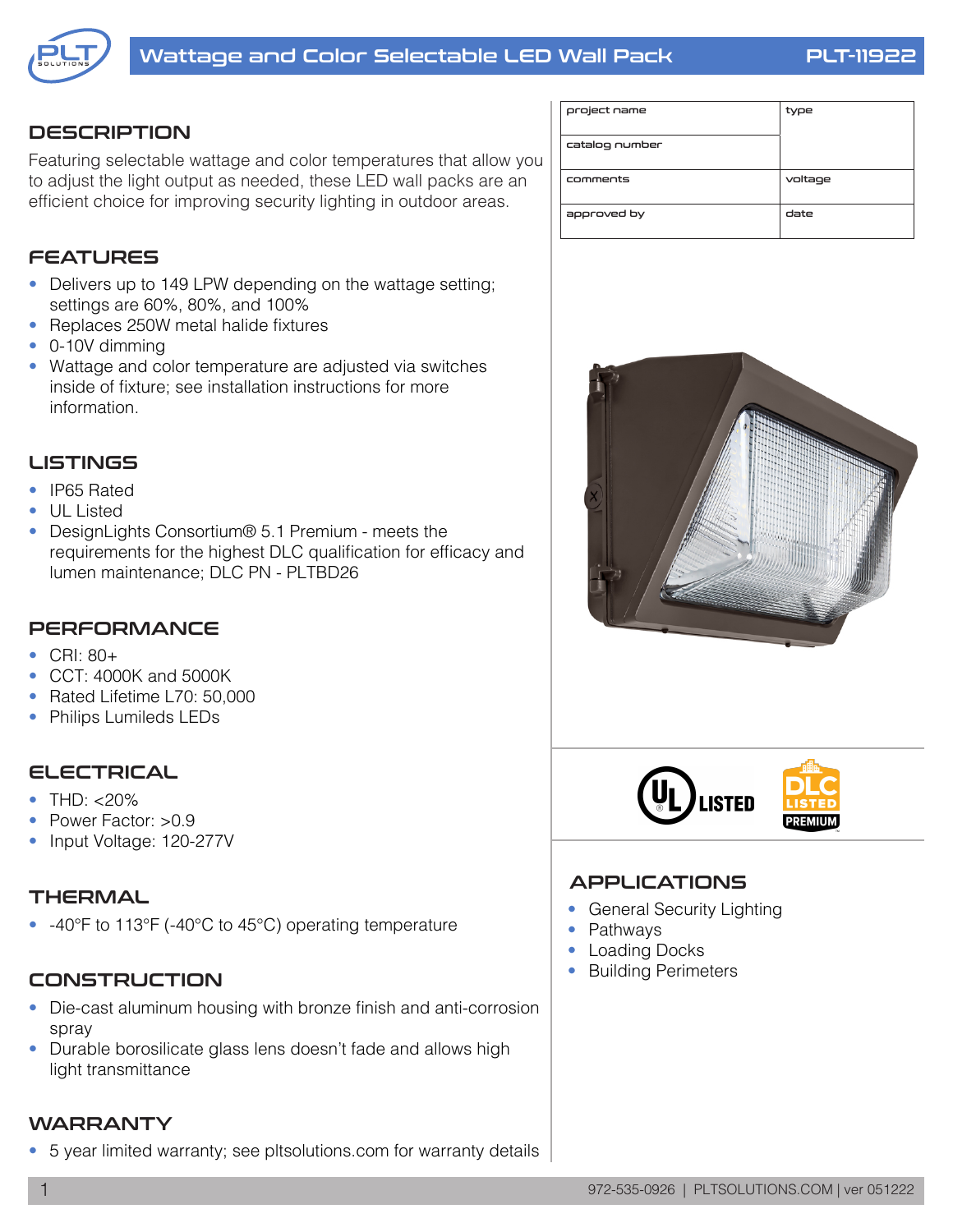# Wattage and Color Selectable LED Wall Pack

PLT-11922

| | |
|---|---|
| project name | type |
| catalog number | |
| comments | voltage |
| approved by | date |

## DESCRIPTION

Featuring selectable wattage and color temperatures that allow you to adjust the light output as needed, these LED wall packs are an efficient choice for improving security lighting in outdoor areas.

## FEATURES

- Delivers up to 149 LPW depending on the wattage setting; settings are 60%, 80%, and 100%
- Replaces 250W metal halide fixtures
- 0-10V dimming
- Wattage and color temperature are adjusted via switches inside of fixture; see installation instructions for more information.

## LISTINGS

- IP65 Rated
- UL Listed
- DesignLights Consortium® 5.1 Premium - meets the requirements for the highest DLC qualification for efficacy and lumen maintenance; DLC PN - PLTBD26

## PERFORMANCE

- CRI: 80+
- CCT: 4000K and 5000K
- Rated Lifetime L70: 50,000
- Philips Lumileds LEDs

## ELECTRICAL

- THD: <20%
- Power Factor: >0.9
- Input Voltage: 120-277V

## THERMAL

- -40°F to 113°F (-40°C to 45°C) operating temperature

## CONSTRUCTION

- Die-cast aluminum housing with bronze finish and anti-corrosion spray
- Durable borosilicate glass lens doesn't fade and allows high light transmittance

## WARRANTY

- 5 year limited warranty; see pltsolutions.com for warranty details

## APPLICATIONS

- General Security Lighting
- Pathways
- Loading Docks
- Building Perimeters

972-535-0926 | PLTSOLUTIONS.COM | ver 051222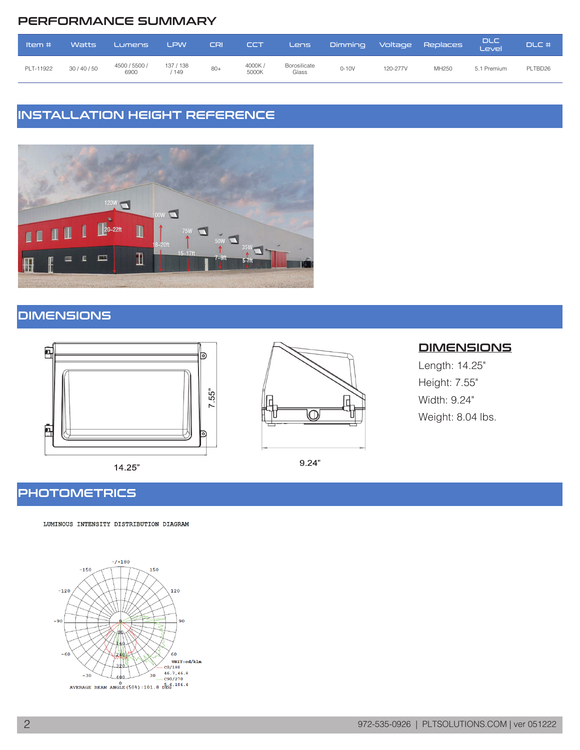## PERFORMANCE SUMMARY

| Item # | Watts | Lumens | LPW | CRI | CCT | Lens | Dimming | Voltage | Replaces | DLC Level | DLC # |
|---|---|---|---|---|---|---|---|---|---|---|---|
| PLT-11922 | 30 / 40 / 50 | 4500 / 5500 / 6900 | 137 / 138 / 149 | 80+ | 4000K / 5000K | Borosilicate Glass | 0-10V | 120-277V | MH250 | 5.1 Premium | PLTBD26 |

## INSTALLATION HEIGHT REFERENCE

120W
20–22ft
100W
18–20ft
75W
15–17ft
50W
7–9ft
35W
5-7ft

## DIMENSIONS

7.55"
14.25"
9.24"

### DIMENSIONS

Length: 14.25"
Height: 7.55"
Width: 9.24"
Weight: 8.04 lbs.

## PHOTOMETRICS

LUMINOUS INTENSITY DISTRIBUTION DIAGRAM

-/+180
-150
150
-120
120
-90
90
-60
60
-30
30
0
80
160
240
320
400
UNIT:cd/klm
C0/180
46.7,46.8
C90/270
5.6,104.4
AVERAGE BEAM ANGLE(50%):101.8 DEG